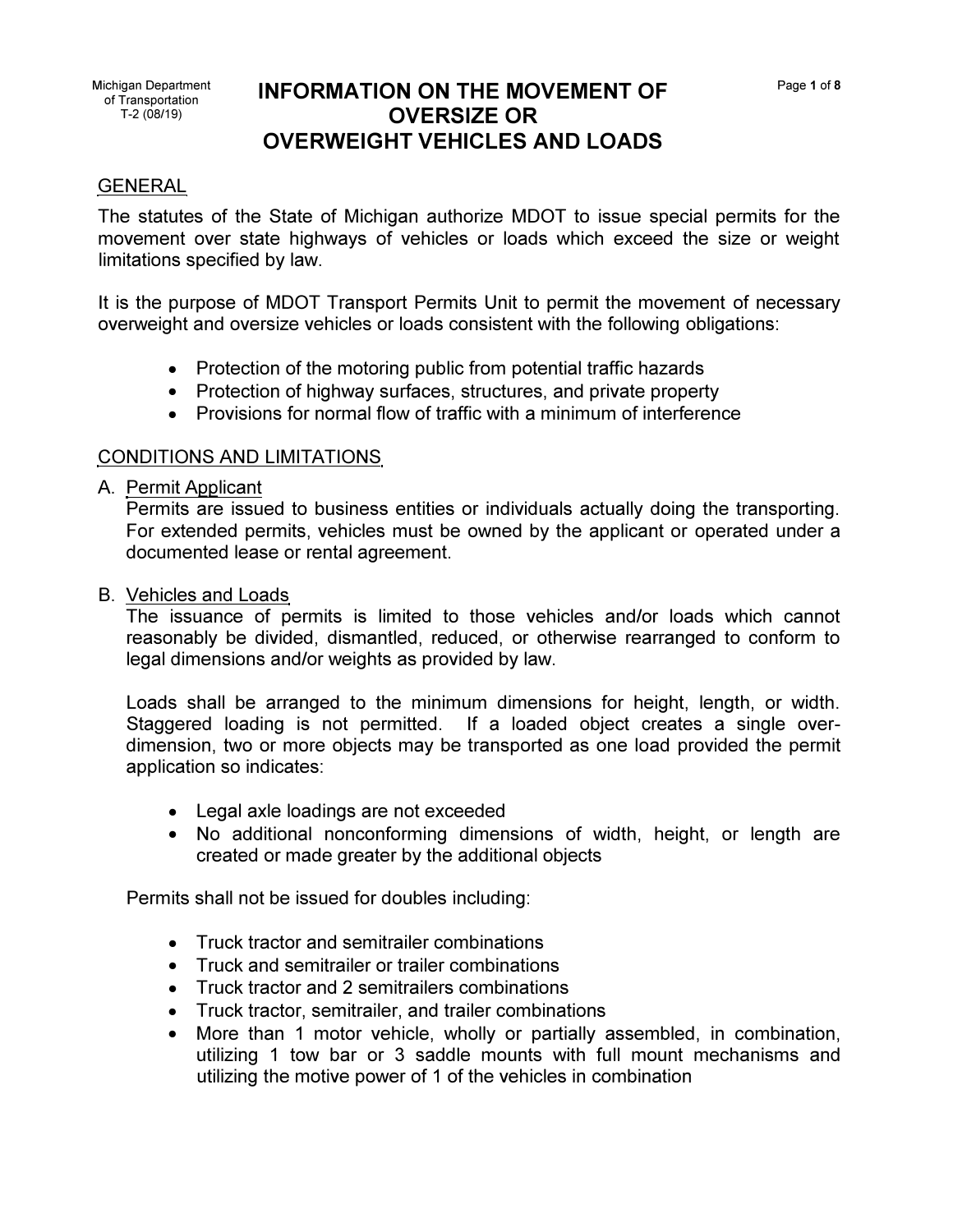Michigan Department of Transportation
T-2 (08/19)

# INFORMATION ON THE MOVEMENT OF OVERSIZE OR OVERWEIGHT VEHICLES AND LOADS

## GENERAL

The statutes of the State of Michigan authorize MDOT to issue special permits for the movement over state highways of vehicles or loads which exceed the size or weight limitations specified by law.

It is the purpose of MDOT Transport Permits Unit to permit the movement of necessary overweight and oversize vehicles or loads consistent with the following obligations:

- Protection of the motoring public from potential traffic hazards
- Protection of highway surfaces, structures, and private property
- Provisions for normal flow of traffic with a minimum of interference

## CONDITIONS AND LIMITATIONS

A. Permit Applicant

Permits are issued to business entities or individuals actually doing the transporting. For extended permits, vehicles must be owned by the applicant or operated under a documented lease or rental agreement.

B. Vehicles and Loads

The issuance of permits is limited to those vehicles and/or loads which cannot reasonably be divided, dismantled, reduced, or otherwise rearranged to conform to legal dimensions and/or weights as provided by law.

Loads shall be arranged to the minimum dimensions for height, length, or width. Staggered loading is not permitted. If a loaded object creates a single over-dimension, two or more objects may be transported as one load provided the permit application so indicates:

- Legal axle loadings are not exceeded
- No additional nonconforming dimensions of width, height, or length are created or made greater by the additional objects

Permits shall not be issued for doubles including:

- Truck tractor and semitrailer combinations
- Truck and semitrailer or trailer combinations
- Truck tractor and 2 semitrailers combinations
- Truck tractor, semitrailer, and trailer combinations
- More than 1 motor vehicle, wholly or partially assembled, in combination, utilizing 1 tow bar or 3 saddle mounts with full mount mechanisms and utilizing the motive power of 1 of the vehicles in combination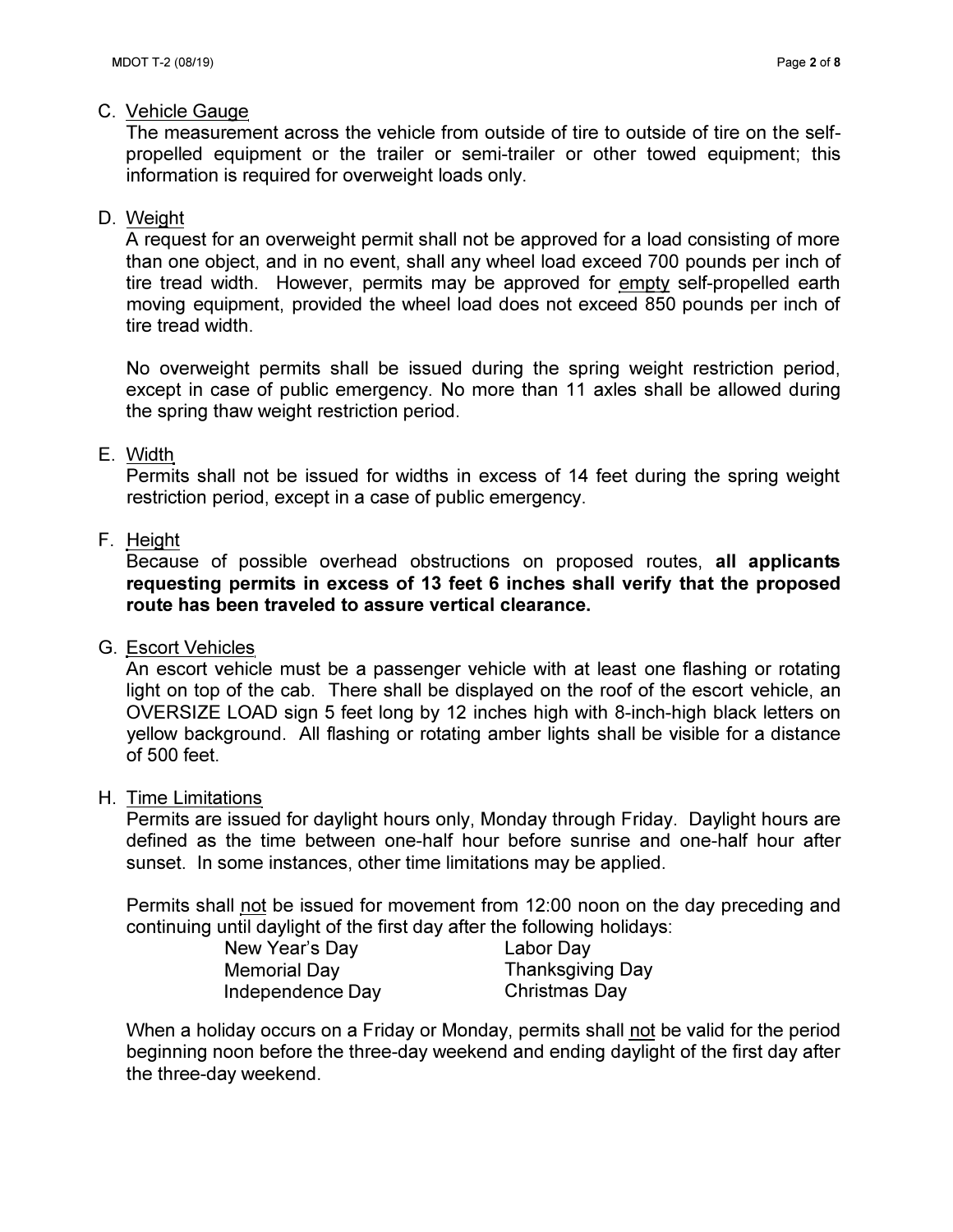C. Vehicle Gauge

The measurement across the vehicle from outside of tire to outside of tire on the self-propelled equipment or the trailer or semi-trailer or other towed equipment; this information is required for overweight loads only.

D. Weight

A request for an overweight permit shall not be approved for a load consisting of more than one object, and in no event, shall any wheel load exceed 700 pounds per inch of tire tread width. However, permits may be approved for empty self-propelled earth moving equipment, provided the wheel load does not exceed 850 pounds per inch of tire tread width.

No overweight permits shall be issued during the spring weight restriction period, except in case of public emergency. No more than 11 axles shall be allowed during the spring thaw weight restriction period.

E. Width

Permits shall not be issued for widths in excess of 14 feet during the spring weight restriction period, except in a case of public emergency.

F. Height

Because of possible overhead obstructions on proposed routes, **all applicants requesting permits in excess of 13 feet 6 inches shall verify that the proposed route has been traveled to assure vertical clearance.**

G. Escort Vehicles

An escort vehicle must be a passenger vehicle with at least one flashing or rotating light on top of the cab. There shall be displayed on the roof of the escort vehicle, an OVERSIZE LOAD sign 5 feet long by 12 inches high with 8-inch-high black letters on yellow background. All flashing or rotating amber lights shall be visible for a distance of 500 feet.

H. Time Limitations

Permits are issued for daylight hours only, Monday through Friday. Daylight hours are defined as the time between one-half hour before sunrise and one-half hour after sunset. In some instances, other time limitations may be applied.

Permits shall not be issued for movement from 12:00 noon on the day preceding and continuing until daylight of the first day after the following holidays:

- New Year's Day
- Memorial Day
- Independence Day
- Labor Day
- Thanksgiving Day
- Christmas Day

When a holiday occurs on a Friday or Monday, permits shall not be valid for the period beginning noon before the three-day weekend and ending daylight of the first day after the three-day weekend.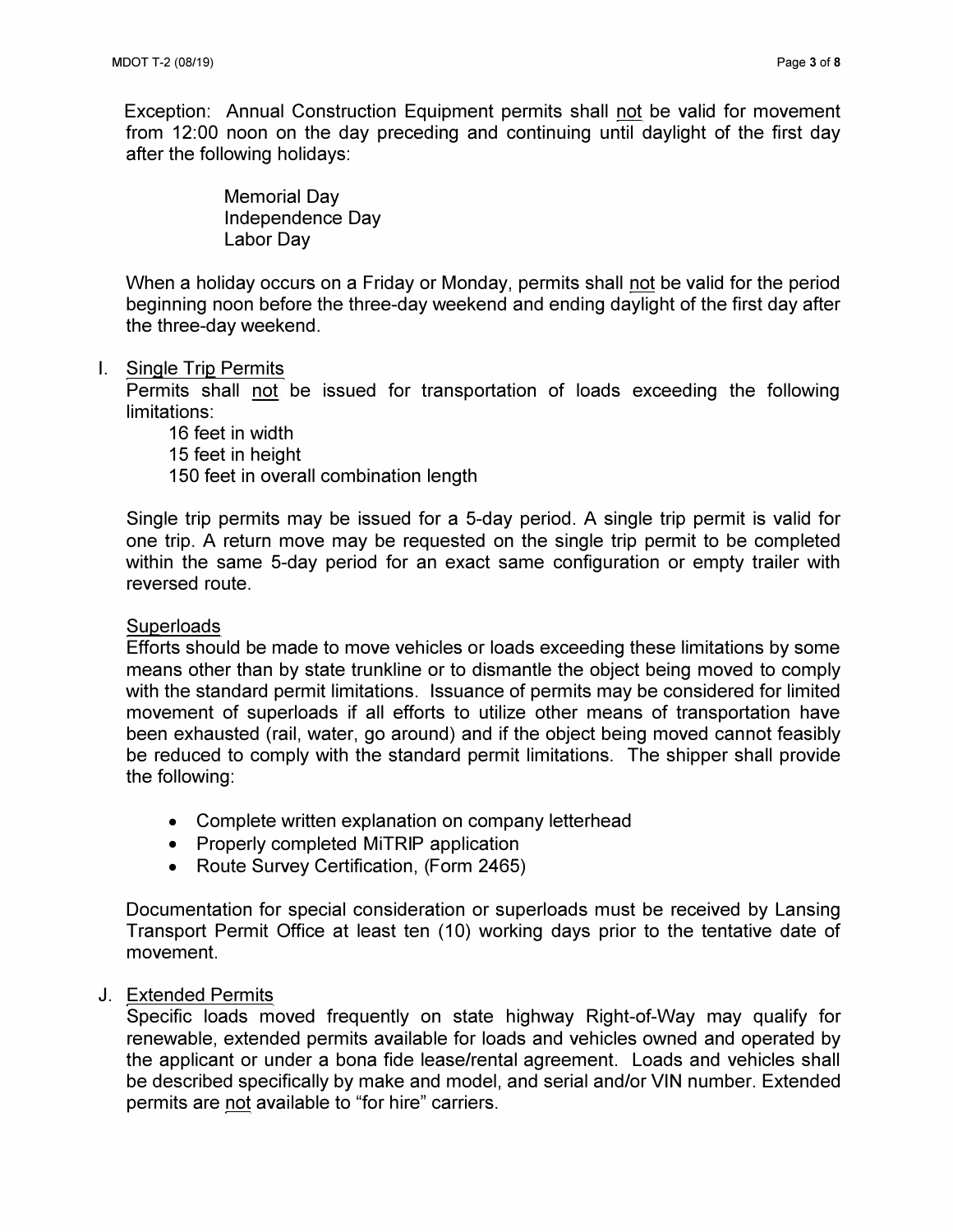Exception: Annual Construction Equipment permits shall <u>not</u> be valid for movement from 12:00 noon on the day preceding and continuing until daylight of the first day after the following holidays:

Memorial Day
Independence Day
Labor Day

When a holiday occurs on a Friday or Monday, permits shall <u>not</u> be valid for the period beginning noon before the three-day weekend and ending daylight of the first day after the three-day weekend.

I. <u>Single Trip Permits</u>

Permits shall <u>not</u> be issued for transportation of loads exceeding the following limitations:

16 feet in width
15 feet in height
150 feet in overall combination length

Single trip permits may be issued for a 5-day period. A single trip permit is valid for one trip. A return move may be requested on the single trip permit to be completed within the same 5-day period for an exact same configuration or empty trailer with reversed route.

<u>Superloads</u>

Efforts should be made to move vehicles or loads exceeding these limitations by some means other than by state trunkline or to dismantle the object being moved to comply with the standard permit limitations. Issuance of permits may be considered for limited movement of superloads if all efforts to utilize other means of transportation have been exhausted (rail, water, go around) and if the object being moved cannot feasibly be reduced to comply with the standard permit limitations. The shipper shall provide the following:

- Complete written explanation on company letterhead
- Properly completed MiTRIP application
- Route Survey Certification, (Form 2465)

Documentation for special consideration or superloads must be received by Lansing Transport Permit Office at least ten (10) working days prior to the tentative date of movement.

J. <u>Extended Permits</u>

Specific loads moved frequently on state highway Right-of-Way may qualify for renewable, extended permits available for loads and vehicles owned and operated by the applicant or under a bona fide lease/rental agreement. Loads and vehicles shall be described specifically by make and model, and serial and/or VIN number. Extended permits are <u>not</u> available to "for hire" carriers.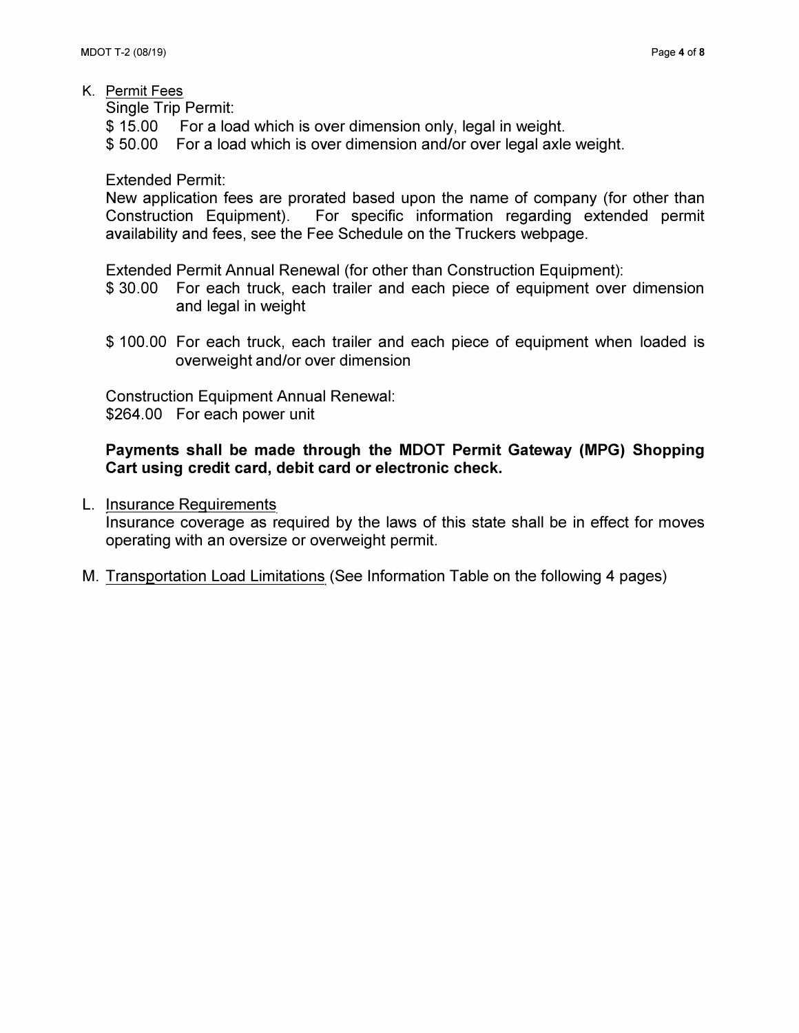K. Permit Fees

Single Trip Permit:

- $ 15.00 For a load which is over dimension only, legal in weight.
- $ 50.00 For a load which is over dimension and/or over legal axle weight.

Extended Permit:

New application fees are prorated based upon the name of company (for other than Construction Equipment). For specific information regarding extended permit availability and fees, see the Fee Schedule on the Truckers webpage.

Extended Permit Annual Renewal (for other than Construction Equipment):

- $ 30.00 For each truck, each trailer and each piece of equipment over dimension and legal in weight
- $ 100.00 For each truck, each trailer and each piece of equipment when loaded is overweight and/or over dimension

Construction Equipment Annual Renewal:

$264.00 For each power unit

**Payments shall be made through the MDOT Permit Gateway (MPG) Shopping Cart using credit card, debit card or electronic check.**

L. Insurance Requirements

Insurance coverage as required by the laws of this state shall be in effect for moves operating with an oversize or overweight permit.

M. Transportation Load Limitations (See Information Table on the following 4 pages)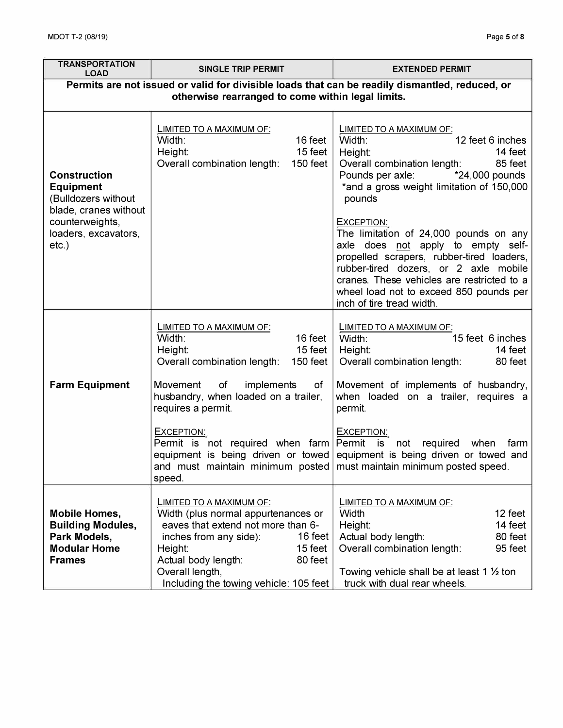| TRANSPORTATION LOAD | SINGLE TRIP PERMIT | EXTENDED PERMIT |
|---|---|---|
| **Permits are not issued or valid for divisible loads that can be readily dismantled, reduced, or otherwise rearranged to come within legal limits.** | | |
| **Construction Equipment** (Bulldozers without blade, cranes without counterweights, loaders, excavators, etc.) | LIMITED TO A MAXIMUM OF:<br>Width: 16 feet<br>Height: 15 feet<br>Overall combination length: 150 feet | LIMITED TO A MAXIMUM OF:<br>Width: 12 feet 6 inches<br>Height: 14 feet<br>Overall combination length: 85 feet<br>Pounds per axle: *24,000 pounds<br>*and a gross weight limitation of 150,000 pounds<br><br>EXCEPTION:<br>The limitation of 24,000 pounds on any axle does not apply to empty self-propelled scrapers, rubber-tired loaders, rubber-tired dozers, or 2 axle mobile cranes. These vehicles are restricted to a wheel load not to exceed 850 pounds per inch of tire tread width. |
| **Farm Equipment** | LIMITED TO A MAXIMUM OF:<br>Width: 16 feet<br>Height: 15 feet<br>Overall combination length: 150 feet<br><br>Movement of implements of husbandry, when loaded on a trailer, requires a permit.<br><br>EXCEPTION:<br>Permit is not required when farm equipment is being driven or towed and must maintain minimum posted speed. | LIMITED TO A MAXIMUM OF:<br>Width: 15 feet 6 inches<br>Height: 14 feet<br>Overall combination length: 80 feet<br><br>Movement of implements of husbandry, when loaded on a trailer, requires a permit.<br><br>EXCEPTION:<br>Permit is not required when farm equipment is being driven or towed and must maintain minimum posted speed. |
| **Mobile Homes, Building Modules, Park Models, Modular Home Frames** | LIMITED TO A MAXIMUM OF:<br>Width (plus normal appurtenances or eaves that extend not more than 6-inches from any side): 16 feet<br>Height: 15 feet<br>Actual body length: 80 feet<br>Overall length, Including the towing vehicle: 105 feet | LIMITED TO A MAXIMUM OF:<br>Width 12 feet<br>Height: 14 feet<br>Actual body length: 80 feet<br>Overall combination length: 95 feet<br><br>Towing vehicle shall be at least 1 ½ ton truck with dual rear wheels. |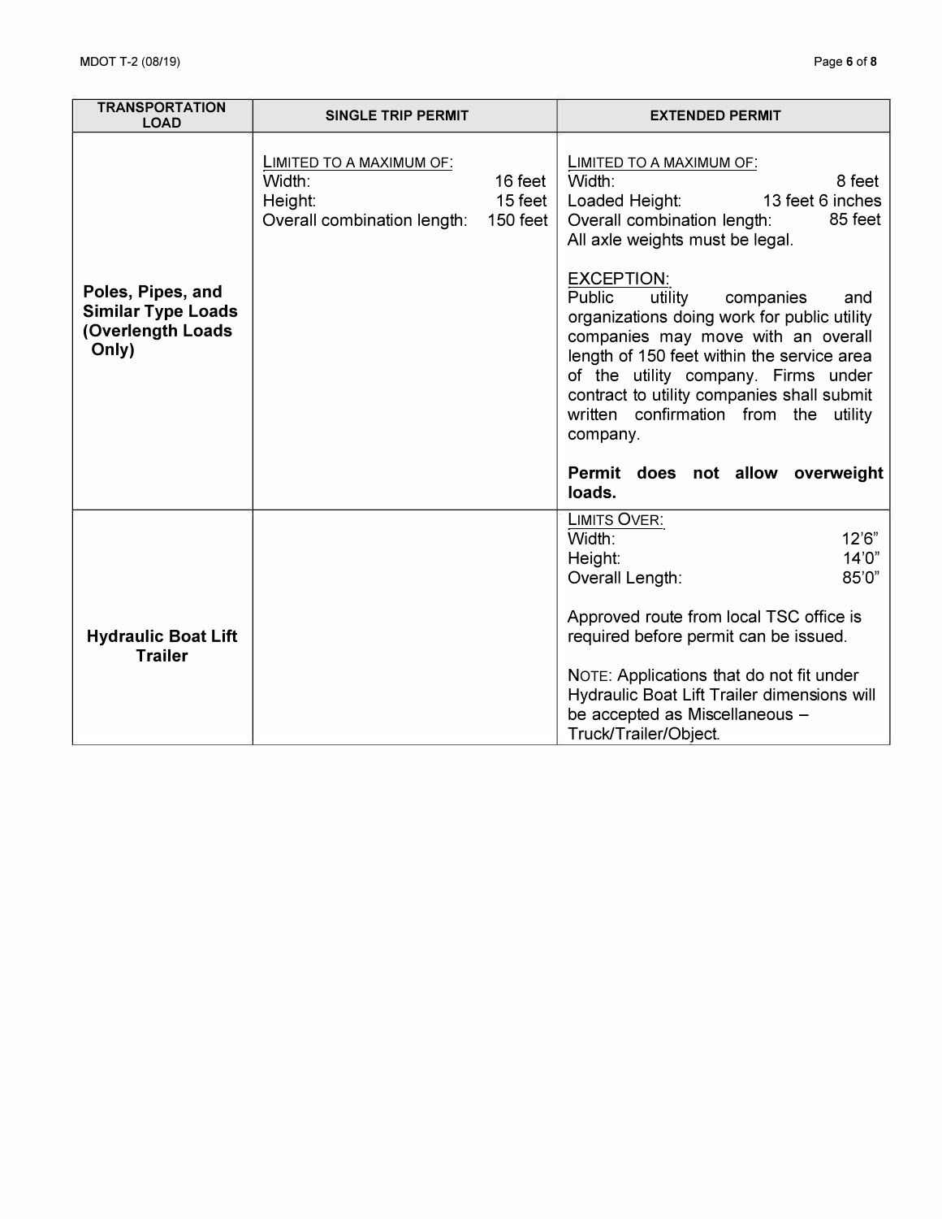| TRANSPORTATION LOAD | SINGLE TRIP PERMIT | EXTENDED PERMIT |
|---|---|---|
| **Poles, Pipes, and Similar Type Loads (Overlength Loads Only)** | LIMITED TO A MAXIMUM OF:<br>Width: 16 feet<br>Height: 15 feet<br>Overall combination length: 150 feet | LIMITED TO A MAXIMUM OF:<br>Width: 8 feet<br>Loaded Height: 13 feet 6 inches<br>Overall combination length: 85 feet<br>All axle weights must be legal.<br><br>EXCEPTION:<br>Public utility companies and organizations doing work for public utility companies may move with an overall length of 150 feet within the service area of the utility company. Firms under contract to utility companies shall submit written confirmation from the utility company.<br><br>**Permit does not allow overweight loads.** |
| **Hydraulic Boat Lift Trailer** | | LIMITS OVER:<br>Width: 12'6"<br>Height: 14'0"<br>Overall Length: 85'0"<br><br>Approved route from local TSC office is required before permit can be issued.<br><br>NOTE: Applications that do not fit under Hydraulic Boat Lift Trailer dimensions will be accepted as Miscellaneous – Truck/Trailer/Object. |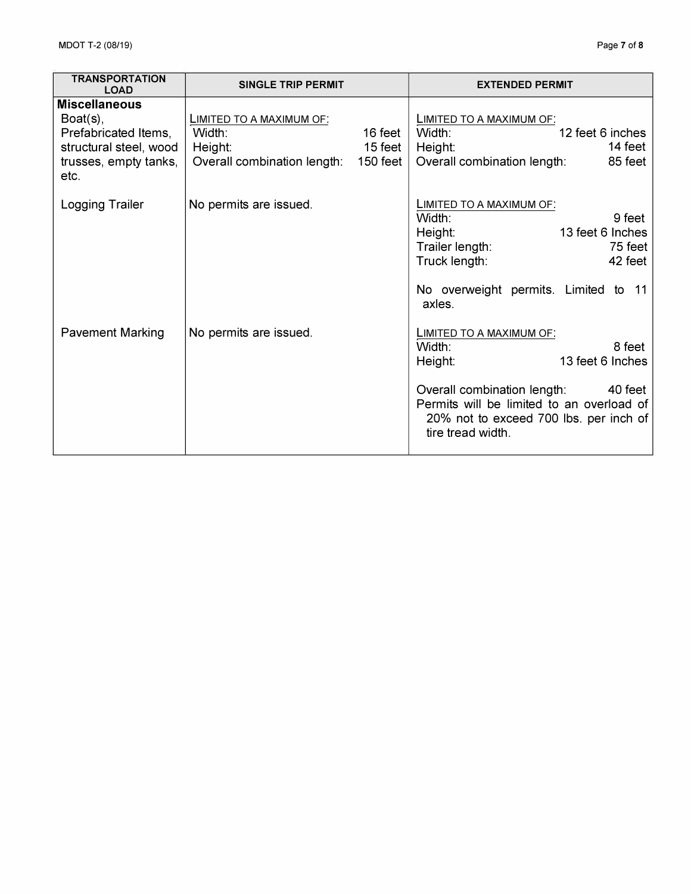| TRANSPORTATION LOAD | SINGLE TRIP PERMIT | EXTENDED PERMIT |
|---|---|---|
| **Miscellaneous**<br>Boat(s), Prefabricated Items, structural steel, wood trusses, empty tanks, etc. | LIMITED TO A MAXIMUM OF:<br>Width: 16 feet<br>Height: 15 feet<br>Overall combination length: 150 feet | LIMITED TO A MAXIMUM OF:<br>Width: 12 feet 6 inches<br>Height: 14 feet<br>Overall combination length: 85 feet |
| Logging Trailer | No permits are issued. | LIMITED TO A MAXIMUM OF:<br>Width: 9 feet<br>Height: 13 feet 6 Inches<br>Trailer length: 75 feet<br>Truck length: 42 feet<br><br>No overweight permits. Limited to 11 axles. |
| Pavement Marking | No permits are issued. | LIMITED TO A MAXIMUM OF:<br>Width: 8 feet<br>Height: 13 feet 6 Inches<br><br>Overall combination length: 40 feet<br>Permits will be limited to an overload of 20% not to exceed 700 lbs. per inch of tire tread width. |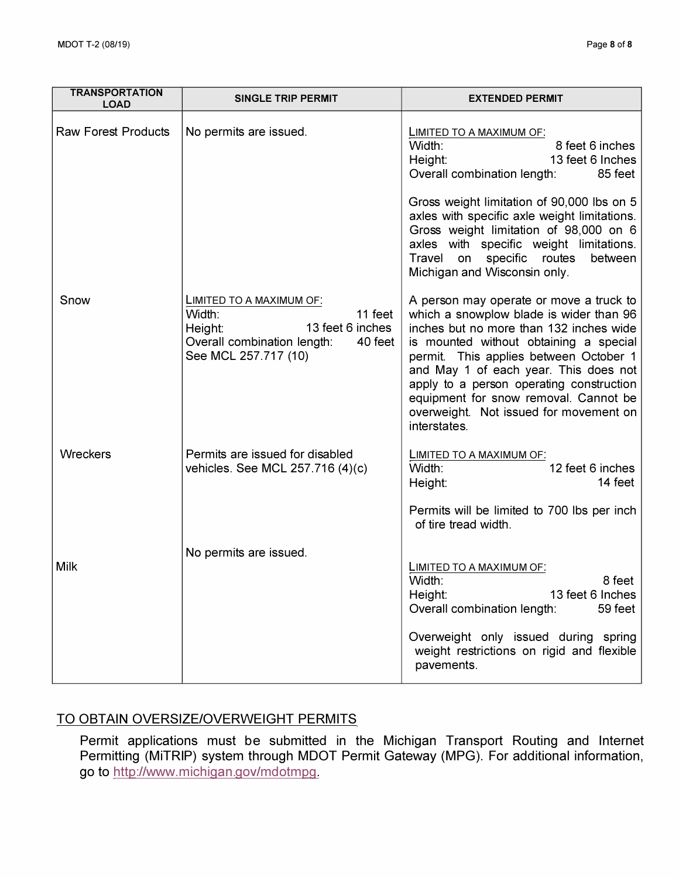| TRANSPORTATION LOAD | SINGLE TRIP PERMIT | EXTENDED PERMIT |
|---|---|---|
| Raw Forest Products | No permits are issued. | LIMITED TO A MAXIMUM OF:<br>Width: 8 feet 6 inches<br>Height: 13 feet 6 Inches<br>Overall combination length: 85 feet<br><br>Gross weight limitation of 90,000 lbs on 5 axles with specific axle weight limitations. Gross weight limitation of 98,000 on 6 axles with specific weight limitations. Travel on specific routes between Michigan and Wisconsin only. |
| Snow | LIMITED TO A MAXIMUM OF:<br>Width: 11 feet<br>Height: 13 feet 6 inches<br>Overall combination length: 40 feet<br>See MCL 257.717 (10) | A person may operate or move a truck to which a snowplow blade is wider than 96 inches but no more than 132 inches wide is mounted without obtaining a special permit. This applies between October 1 and May 1 of each year. This does not apply to a person operating construction equipment for snow removal. Cannot be overweight. Not issued for movement on interstates. |
| Wreckers | Permits are issued for disabled vehicles. See MCL 257.716 (4)(c) | LIMITED TO A MAXIMUM OF:<br>Width: 12 feet 6 inches<br>Height: 14 feet<br><br>Permits will be limited to 700 lbs per inch of tire tread width. |
| Milk | No permits are issued. | LIMITED TO A MAXIMUM OF:<br>Width: 8 feet<br>Height: 13 feet 6 Inches<br>Overall combination length: 59 feet<br><br>Overweight only issued during spring weight restrictions on rigid and flexible pavements. |

## TO OBTAIN OVERSIZE/OVERWEIGHT PERMITS

Permit applications must be submitted in the Michigan Transport Routing and Internet Permitting (MiTRIP) system through MDOT Permit Gateway (MPG). For additional information, go to http://www.michigan.gov/mdotmpg.